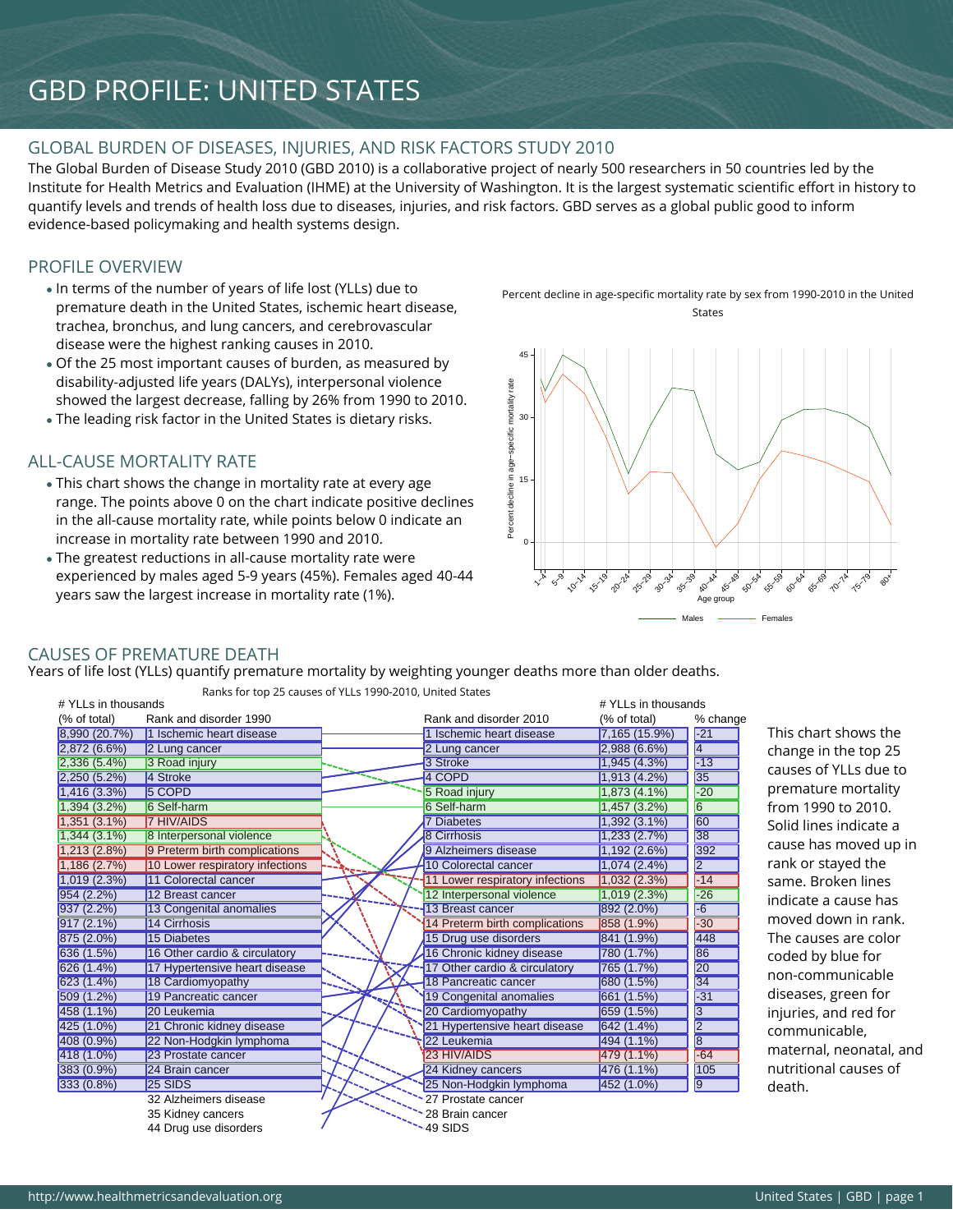# GBD PROFILE: UNITED STATES

## GLOBAL BURDEN OF DISEASES, INJURIES, AND RISK FACTORS STUDY 2010

The Global Burden of Disease Study 2010 (GBD 2010) is a collaborative project of nearly 500 researchers in 50 countries led by the Institute for Health Metrics and Evaluation (IHME) at the University of Washington. It is the largest systematic scientific effort in history to quantify levels and trends of health loss due to diseases, injuries, and risk factors. GBD serves as a global public good to inform evidence-based policymaking and health systems design.

## PROFILE OVERVIEW

- In terms of the number of years of life lost (YLLs) due to premature death in the United States, ischemic heart disease, trachea, bronchus, and lung cancers, and cerebrovascular disease were the highest ranking causes in 2010.
- Of the 25 most important causes of burden, as measured by disability-adjusted life years (DALYs), interpersonal violence showed the largest decrease, falling by 26% from 1990 to 2010.
- The leading risk factor in the United States is dietary risks.

## ALL-CAUSE MORTALITY RATE

- This chart shows the change in mortality rate at every age range. The points above 0 on the chart indicate positive declines in the all-cause mortality rate, while points below 0 indicate an increase in mortality rate between 1990 and 2010.
- The greatest reductions in all-cause mortality rate were experienced by males aged 5-9 years (45%). Females aged 40-44 years saw the largest increase in mortality rate (1%).

Percent decline in age-specific mortality rate by sex from 1990-2010 in the United States

Percent decline in age−specific mortality rate

45
30
15
0

1−4 5−9 10−14 15−19 20−24 25−29 30−34 35−39 40−44 45−49 50−54 55−59 60−64 65−69 70−74 75−79 80+

Age group

Males Females

## CAUSES OF PREMATURE DEATH

Years of life lost (YLLs) quantify premature mortality by weighting younger deaths more than older deaths.

Ranks for top 25 causes of YLLs 1990-2010, United States

| # YLLs in thousands (% of total) | Rank and disorder 1990 | Rank and disorder 2010 | # YLLs in thousands (% of total) | % change |
|---|---|---|---|---|
| 8,990 (20.7%) | 1 Ischemic heart disease | 1 Ischemic heart disease | 7,165 (15.9%) | -21 |
| 2,872 (6.6%) | 2 Lung cancer | 2 Lung cancer | 2,988 (6.6%) | 4 |
| 2,336 (5.4%) | 3 Road injury | 3 Stroke | 1,945 (4.3%) | -13 |
| 2,250 (5.2%) | 4 Stroke | 4 COPD | 1,913 (4.2%) | 35 |
| 1,416 (3.3%) | 5 COPD | 5 Road injury | 1,873 (4.1%) | -20 |
| 1,394 (3.2%) | 6 Self-harm | 6 Self-harm | 1,457 (3.2%) | 6 |
| 1,351 (3.1%) | 7 HIV/AIDS | 7 Diabetes | 1,392 (3.1%) | 60 |
| 1,344 (3.1%) | 8 Interpersonal violence | 8 Cirrhosis | 1,233 (2.7%) | 38 |
| 1,213 (2.8%) | 9 Preterm birth complications | 9 Alzheimers disease | 1,192 (2.6%) | 392 |
| 1,186 (2.7%) | 10 Lower respiratory infections | 10 Colorectal cancer | 1,074 (2.4%) | 2 |
| 1,019 (2.3%) | 11 Colorectal cancer | 11 Lower respiratory infections | 1,032 (2.3%) | -14 |
| 954 (2.2%) | 12 Breast cancer | 12 Interpersonal violence | 1,019 (2.3%) | -26 |
| 937 (2.2%) | 13 Congenital anomalies | 13 Breast cancer | 892 (2.0%) | -6 |
| 917 (2.1%) | 14 Cirrhosis | 14 Preterm birth complications | 858 (1.9%) | -30 |
| 875 (2.0%) | 15 Diabetes | 15 Drug use disorders | 841 (1.9%) | 448 |
| 636 (1.5%) | 16 Other cardio & circulatory | 16 Chronic kidney disease | 780 (1.7%) | 86 |
| 626 (1.4%) | 17 Hypertensive heart disease | 17 Other cardio & circulatory | 765 (1.7%) | 20 |
| 623 (1.4%) | 18 Cardiomyopathy | 18 Pancreatic cancer | 680 (1.5%) | 34 |
| 509 (1.2%) | 19 Pancreatic cancer | 19 Congenital anomalies | 661 (1.5%) | -31 |
| 458 (1.1%) | 20 Leukemia | 20 Cardiomyopathy | 659 (1.5%) | 3 |
| 425 (1.0%) | 21 Chronic kidney disease | 21 Hypertensive heart disease | 642 (1.4%) | 2 |
| 408 (0.9%) | 22 Non-Hodgkin lymphoma | 22 Leukemia | 494 (1.1%) | 8 |
| 418 (1.0%) | 23 Prostate cancer | 23 HIV/AIDS | 479 (1.1%) | -64 |
| 383 (0.9%) | 24 Brain cancer | 24 Kidney cancers | 476 (1.1%) | 105 |
| 333 (0.8%) | 25 SIDS | 25 Non-Hodgkin lymphoma | 452 (1.0%) | 9 |
| | 32 Alzheimers disease | 27 Prostate cancer | | |
| | 35 Kidney cancers | 28 Brain cancer | | |
| | 44 Drug use disorders | 49 SIDS | | |

This chart shows the change in the top 25 causes of YLLs due to premature mortality from 1990 to 2010. Solid lines indicate a cause has moved up in rank or stayed the same. Broken lines indicate a cause has moved down in rank. The causes are color coded by blue for non-communicable diseases, green for injuries, and red for communicable, maternal, neonatal, and nutritional causes of death.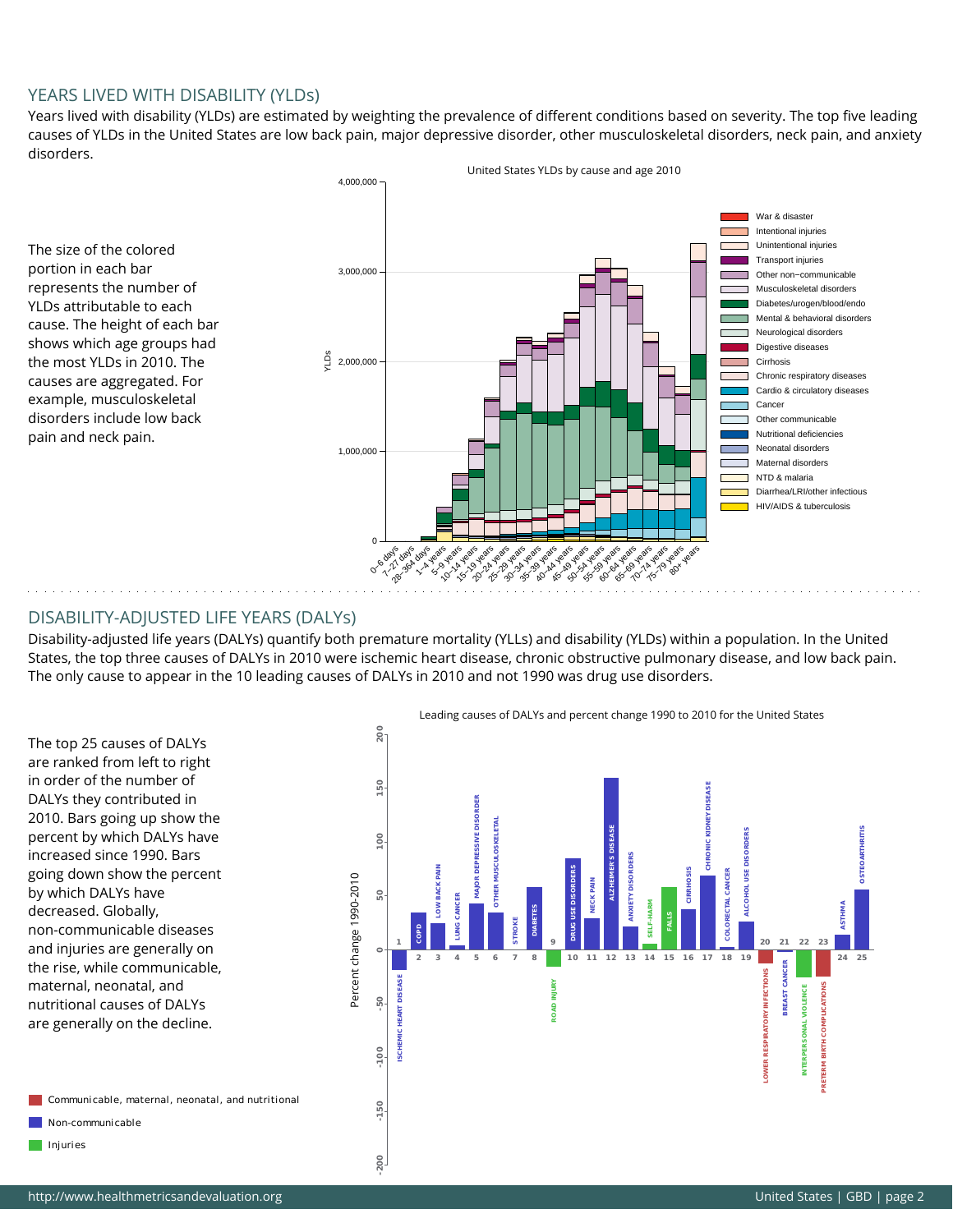## YEARS LIVED WITH DISABILITY (YLDs)

Years lived with disability (YLDs) are estimated by weighting the prevalence of different conditions based on severity. The top five leading causes of YLDs in the United States are low back pain, major depressive disorder, other musculoskeletal disorders, neck pain, and anxiety disorders.

The size of the colored portion in each bar represents the number of YLDs attributable to each cause. The height of each bar shows which age groups had the most YLDs in 2010. The causes are aggregated. For example, musculoskeletal disorders include low back pain and neck pain.

United States YLDs by cause and age 2010

YLDs

4,000,000
3,000,000
2,000,000
1,000,000
0

0–6 days, 7–27 days, 28–364 days, 1–4 years, 5–9 years, 10–14 years, 15–19 years, 20–24 years, 25–29 years, 30–34 years, 35–39 years, 40–44 years, 45–49 years, 50–54 years, 55–59 years, 60–64 years, 65–69 years, 70–74 years, 75–79 years, 80+ years

War & disaster
Intentional injuries
Unintentional injuries
Transport injuries
Other non−communicable
Musculoskeletal disorders
Diabetes/urogen/blood/endo
Mental & behavioral disorders
Neurological disorders
Digestive diseases
Cirrhosis
Chronic respiratory diseases
Cardio & circulatory diseases
Cancer
Other communicable
Nutritional deficiencies
Neonatal disorders
Maternal disorders
NTD & malaria
Diarrhea/LRI/other infectious
HIV/AIDS & tuberculosis

## DISABILITY-ADJUSTED LIFE YEARS (DALYs)

Disability-adjusted life years (DALYs) quantify both premature mortality (YLLs) and disability (YLDs) within a population. In the United States, the top three causes of DALYs in 2010 were ischemic heart disease, chronic obstructive pulmonary disease, and low back pain. The only cause to appear in the 10 leading causes of DALYs in 2010 and not 1990 was drug use disorders.

The top 25 causes of DALYs are ranked from left to right in order of the number of DALYs they contributed in 2010. Bars going up show the percent by which DALYs have increased since 1990. Bars going down show the percent by which DALYs have decreased. Globally, non-communicable diseases and injuries are generally on the rise, while communicable, maternal, neonatal, and nutritional causes of DALYs are generally on the decline.

Leading causes of DALYs and percent change 1990 to 2010 for the United States

Percent change 1990-2010

200
150
100
50
0
-50
-100
-150
-200

1 ISCHEMIC HEART DISEASE
2 COPD
3 LOW BACK PAIN
4 LUNG CANCER
5 MAJOR DEPRESSIVE DISORDER
6 OTHER MUSCULOSKELETAL
7 STROKE
8 DIABETES
9 ROAD INJURY
10 DRUG USE DISORDERS
11 NECK PAIN
12 ALZHEIMER'S DISEASE
13 ANXIETY DISORDERS
14 SELF-HARM
15 FALLS
16 CIRRHOSIS
17 CHRONIC KIDNEY DISEASE
18 COLORECTAL CANCER
19 ALCOHOL USE DISORDERS
20 LOWER RESPIRATORY INFECTIONS
21 BREAST CANCER
22 INTERPERSONAL VIOLENCE
23 PRETERM BIRTH COMPLICATIONS
24 ASTHMA
25 OSTEOARTHRITIS

Communicable, maternal, neonatal, and nutritional
Non-communicable
Injuries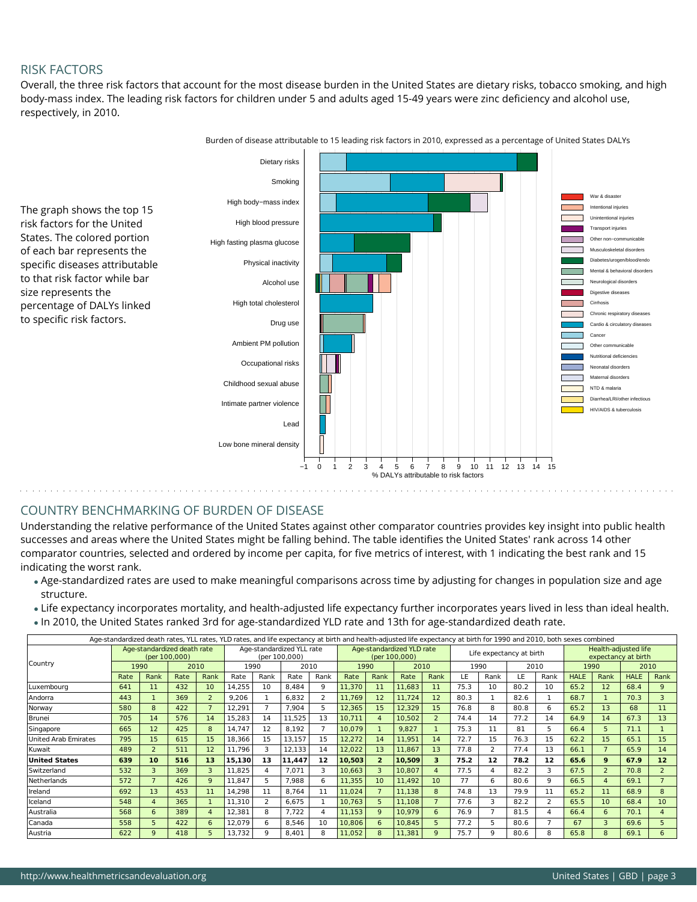## RISK FACTORS

Overall, the three risk factors that account for the most disease burden in the United States are dietary risks, tobacco smoking, and high body-mass index. The leading risk factors for children under 5 and adults aged 15-49 years were zinc deficiency and alcohol use, respectively, in 2010.

The graph shows the top 15 risk factors for the United States. The colored portion of each bar represents the specific diseases attributable to that risk factor while bar size represents the percentage of DALYs linked to specific risk factors.

Burden of disease attributable to 15 leading risk factors in 2010, expressed as a percentage of United States DALYs

Dietary risks
Smoking
High body−mass index
High blood pressure
High fasting plasma glucose
Physical inactivity
Alcohol use
High total cholesterol
Drug use
Ambient PM pollution
Occupational risks
Childhood sexual abuse
Intimate partner violence
Lead
Low bone mineral density

−1 0 1 2 3 4 5 6 7 8 9 10 11 12 13 14 15
% DALYs attributable to risk factors

War & disaster
Intentional injuries
Unintentional injuries
Transport injuries
Other non−communicable
Musculoskeletal disorders
Diabetes/urogen/blood/endo
Mental & behavioral disorders
Neurological disorders
Digestive diseases
Cirrhosis
Chronic respiratory diseases
Cardio & circulatory diseases
Cancer
Other communicable
Nutritional deficiencies
Neonatal disorders
Maternal disorders
NTD & malaria
Diarrhea/LRI/other infectious
HIV/AIDS & tuberculosis

## COUNTRY BENCHMARKING OF BURDEN OF DISEASE

Understanding the relative performance of the United States against other comparator countries provides key insight into public health successes and areas where the United States might be falling behind. The table identifies the United States' rank across 14 other comparator countries, selected and ordered by income per capita, for five metrics of interest, with 1 indicating the best rank and 15 indicating the worst rank.

- Age-standardized rates are used to make meaningful comparisons across time by adjusting for changes in population size and age structure.
- Life expectancy incorporates mortality, and health-adjusted life expectancy further incorporates years lived in less than ideal health.
- In 2010, the United States ranked 3rd for age-standardized YLD rate and 13th for age-standardized death rate.

Age-standardized death rates, YLL rates, YLD rates, and life expectancy at birth and health-adjusted life expectancy at birth for 1990 and 2010, both sexes combined

| Country | Age-standardized death rate (per 100,000) | | | | Age-standardized YLL rate (per 100,000) | | | | Age-standardized YLD rate (per 100,000) | | | | Life expectancy at birth | | | | Health-adjusted life expectancy at birth | | | |
|---|---|---|---|---|---|---|---|---|---|---|---|---|---|---|---|---|---|---|---|---|
| | 1990 | | 2010 | | 1990 | | 2010 | | 1990 | | 2010 | | 1990 | | 2010 | | 1990 | | 2010 | |
| | Rate | Rank | Rate | Rank | Rate | Rank | Rate | Rank | Rate | Rank | Rate | Rank | LE | Rank | LE | Rank | HALE | Rank | HALE | Rank |
| Luxembourg | 641 | 11 | 432 | 10 | 14,255 | 10 | 8,484 | 9 | 11,370 | 11 | 11,683 | 11 | 75.3 | 10 | 80.2 | 10 | 65.2 | 12 | 68.4 | 9 |
| Andorra | 443 | 1 | 369 | 2 | 9,206 | 1 | 6,832 | 2 | 11,769 | 12 | 11,724 | 12 | 80.3 | 1 | 82.6 | 1 | 68.7 | 1 | 70.3 | 3 |
| Norway | 580 | 8 | 422 | 7 | 12,291 | 7 | 7,904 | 5 | 12,365 | 15 | 12,329 | 15 | 76.8 | 8 | 80.8 | 6 | 65.2 | 13 | 68 | 11 |
| Brunei | 705 | 14 | 576 | 14 | 15,283 | 14 | 11,525 | 13 | 10,711 | 4 | 10,502 | 2 | 74.4 | 14 | 77.2 | 14 | 64.9 | 14 | 67.3 | 13 |
| Singapore | 665 | 12 | 425 | 8 | 14,747 | 12 | 8,192 | 7 | 10,079 | 1 | 9,827 | 1 | 75.3 | 11 | 81 | 5 | 66.4 | 5 | 71.1 | 1 |
| United Arab Emirates | 795 | 15 | 615 | 15 | 18,366 | 15 | 13,157 | 15 | 12,272 | 14 | 11,951 | 14 | 72.7 | 15 | 76.3 | 15 | 62.2 | 15 | 65.1 | 15 |
| Kuwait | 489 | 2 | 511 | 12 | 11,796 | 3 | 12,133 | 14 | 12,022 | 13 | 11,867 | 13 | 77.8 | 2 | 77.4 | 13 | 66.1 | 7 | 65.9 | 14 |
| **United States** | **639** | **10** | **516** | **13** | **15,130** | **13** | **11,447** | **12** | **10,503** | **2** | **10,509** | **3** | **75.2** | **12** | **78.2** | **12** | **65.6** | **9** | **67.9** | **12** |
| Switzerland | 532 | 3 | 369 | 3 | 11,825 | 4 | 7,071 | 3 | 10,663 | 3 | 10,807 | 4 | 77.5 | 4 | 82.2 | 3 | 67.5 | 2 | 70.8 | 2 |
| Netherlands | 572 | 7 | 426 | 9 | 11,847 | 5 | 7,988 | 6 | 11,355 | 10 | 11,492 | 10 | 77 | 6 | 80.6 | 9 | 66.5 | 4 | 69.1 | 7 |
| Ireland | 692 | 13 | 453 | 11 | 14,298 | 11 | 8,764 | 11 | 11,024 | 7 | 11,138 | 8 | 74.8 | 13 | 79.9 | 11 | 65.2 | 11 | 68.9 | 8 |
| Iceland | 548 | 4 | 365 | 1 | 11,310 | 2 | 6,675 | 1 | 10,763 | 5 | 11,108 | 7 | 77.6 | 3 | 82.2 | 2 | 65.5 | 10 | 68.4 | 10 |
| Australia | 568 | 6 | 389 | 4 | 12,381 | 8 | 7,722 | 4 | 11,153 | 9 | 10,979 | 6 | 76.9 | 7 | 81.5 | 4 | 66.4 | 6 | 70.1 | 4 |
| Canada | 558 | 5 | 422 | 6 | 12,079 | 6 | 8,546 | 10 | 10,806 | 6 | 10,845 | 5 | 77.2 | 5 | 80.6 | 7 | 67 | 3 | 69.6 | 5 |
| Austria | 622 | 9 | 418 | 5 | 13,732 | 9 | 8,401 | 8 | 11,052 | 8 | 11,381 | 9 | 75.7 | 9 | 80.6 | 8 | 65.8 | 8 | 69.1 | 6 |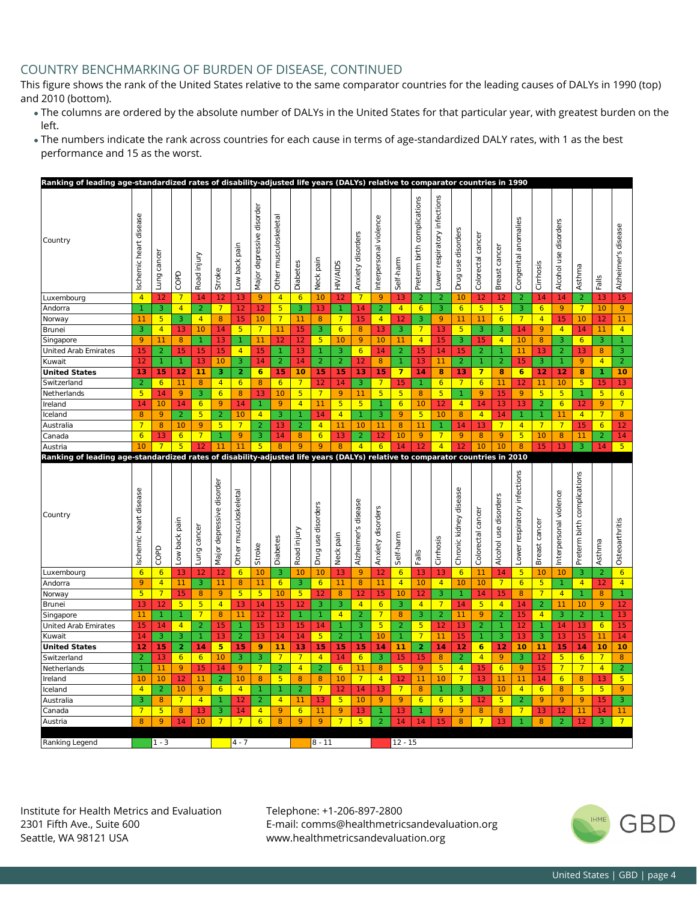## COUNTRY BENCHMARKING OF BURDEN OF DISEASE, CONTINUED

This figure shows the rank of the United States relative to the same comparator countries for the leading causes of DALYs in 1990 (top) and 2010 (bottom).

- The columns are ordered by the absolute number of DALYs in the United States for that particular year, with greatest burden on the left.
- The numbers indicate the rank across countries for each cause in terms of age-standardized DALY rates, with 1 as the best performance and 15 as the worst.

**Ranking of leading age-standardized rates of disability-adjusted life years (DALYs) relative to comparator countries in 1990**

| Country | Ischemic heart disease | Lung cancer | COPD | Road injury | Stroke | Low back pain | Major depressive disorder | Other musculoskeletal | Diabetes | Neck pain | HIV/AIDS | Anxiety disorders | Interpersonal violence | Self-harm | Preterm birth complications | Lower respiratory infections | Drug use disorders | Colorectal cancer | Breast cancer | Congenital anomalies | Cirrhosis | Alcohol use disorders | Asthma | Falls | Alzheimer's disease |
|---|---|---|---|---|---|---|---|---|---|---|---|---|---|---|---|---|---|---|---|---|---|---|---|---|---|
| Luxembourg | 4 | 12 | 7 | 14 | 12 | 13 | 9 | 4 | 6 | 10 | 12 | 7 | 9 | 13 | 2 | 2 | 10 | 12 | 12 | 2 | 14 | 14 | 2 | 13 | 15 |
| Andorra | 1 | 3 | 4 | 2 | 7 | 12 | 12 | 5 | 3 | 13 | 1 | 14 | 2 | 4 | 6 | 3 | 6 | 5 | 5 | 3 | 6 | 9 | 7 | 10 | 9 |
| Norway | 11 | 5 | 3 | 4 | 8 | 15 | 10 | 7 | 11 | 8 | 7 | 15 | 4 | 12 | 3 | 9 | 11 | 11 | 6 | 7 | 4 | 15 | 10 | 12 | 11 |
| Brunei | 3 | 4 | 13 | 10 | 14 | 5 | 7 | 11 | 15 | 3 | 6 | 8 | 13 | 3 | 7 | 13 | 5 | 3 | 3 | 14 | 9 | 4 | 14 | 11 | 4 |
| Singapore | 9 | 11 | 8 | 1 | 13 | 1 | 11 | 12 | 12 | 5 | 10 | 9 | 10 | 11 | 4 | 15 | 3 | 15 | 4 | 10 | 8 | 3 | 6 | 3 | 1 |
| United Arab Emirates | 15 | 2 | 15 | 15 | 15 | 4 | 15 | 1 | 13 | 1 | 3 | 6 | 14 | 2 | 15 | 14 | 15 | 2 | 1 | 11 | 13 | 2 | 13 | 8 | 3 |
| Kuwait | 12 | 1 | 1 | 13 | 10 | 3 | 14 | 2 | 14 | 2 | 2 | 12 | 8 | 1 | 13 | 11 | 2 | 1 | 2 | 15 | 3 | 1 | 9 | 4 | 2 |
| **United States** | **13** | **15** | **12** | **11** | **3** | **2** | **6** | **15** | **10** | **15** | **15** | **13** | **15** | **7** | **14** | **8** | **13** | **7** | **8** | **6** | **12** | **12** | **8** | **1** | **10** |
| Switzerland | 2 | 6 | 11 | 8 | 4 | 6 | 8 | 6 | 7 | 12 | 14 | 3 | 7 | 15 | 1 | 6 | 7 | 6 | 11 | 12 | 11 | 10 | 5 | 15 | 13 |
| Netherlands | 5 | 14 | 9 | 3 | 6 | 8 | 13 | 10 | 5 | 7 | 9 | 11 | 5 | 5 | 8 | 5 | 1 | 9 | 15 | 9 | 5 | 5 | 1 | 5 | 6 |
| Ireland | 14 | 10 | 14 | 6 | 9 | 14 | 1 | 9 | 4 | 11 | 5 | 5 | 1 | 6 | 10 | 12 | 4 | 14 | 13 | 13 | 2 | 6 | 12 | 9 | 7 |
| Iceland | 8 | 9 | 2 | 5 | 2 | 10 | 4 | 3 | 1 | 14 | 4 | 1 | 3 | 9 | 5 | 10 | 8 | 4 | 14 | 1 | 1 | 11 | 4 | 7 | 8 |
| Australia | 7 | 8 | 10 | 9 | 5 | 7 | 2 | 13 | 2 | 4 | 11 | 10 | 11 | 8 | 11 | 1 | 14 | 13 | 7 | 4 | 7 | 7 | 15 | 6 | 12 |
| Canada | 6 | 13 | 6 | 7 | 1 | 9 | 3 | 14 | 8 | 6 | 13 | 2 | 12 | 10 | 9 | 7 | 9 | 8 | 9 | 5 | 10 | 8 | 11 | 2 | 14 |
| Austria | 10 | 7 | 5 | 12 | 11 | 11 | 5 | 8 | 9 | 9 | 8 | 4 | 6 | 14 | 12 | 4 | 12 | 10 | 10 | 8 | 15 | 13 | 3 | 14 | 5 |

**Ranking of leading age-standardized rates of disability-adjusted life years (DALYs) relative to comparator countries in 2010**

| Country | Ischemic heart disease | COPD | Low back pain | Lung cancer | Major depressive disorder | Other musculoskeletal | Stroke | Diabetes | Road injury | Drug use disorders | Neck pain | Alzheimer's disease | Anxiety disorders | Self-harm | Falls | Cirrhosis | Chronic kidney disease | Colorectal cancer | Alcohol use disorders | Lower respiratory infections | Breast cancer | Interpersonal violence | Preterm birth complications | Asthma | Osteoarthritis |
|---|---|---|---|---|---|---|---|---|---|---|---|---|---|---|---|---|---|---|---|---|---|---|---|---|---|
| Luxembourg | 6 | 6 | 13 | 12 | 12 | 6 | 10 | 3 | 10 | 10 | 13 | 9 | 12 | 6 | 13 | 13 | 6 | 11 | 14 | 5 | 10 | 10 | 3 | 2 | 6 |
| Andorra | 9 | 4 | 11 | 3 | 11 | 8 | 11 | 6 | 3 | 6 | 11 | 8 | 11 | 4 | 10 | 4 | 10 | 10 | 7 | 6 | 5 | 1 | 4 | 12 | 4 |
| Norway | 5 | 7 | 15 | 8 | 9 | 5 | 5 | 10 | 5 | 12 | 8 | 12 | 15 | 10 | 12 | 3 | 1 | 14 | 15 | 8 | 7 | 4 | 1 | 8 | 1 |
| Brunei | 13 | 12 | 5 | 5 | 4 | 13 | 14 | 15 | 12 | 3 | 3 | 4 | 6 | 3 | 4 | 7 | 14 | 5 | 4 | 14 | 2 | 11 | 10 | 9 | 12 |
| Singapore | 11 | 1 | 1 | 7 | 8 | 11 | 12 | 12 | 1 | 1 | 4 | 2 | 7 | 8 | 3 | 2 | 11 | 9 | 2 | 15 | 4 | 3 | 2 | 1 | 13 |
| United Arab Emirates | 15 | 14 | 4 | 2 | 15 | 1 | 15 | 13 | 15 | 14 | 1 | 3 | 5 | 2 | 5 | 12 | 13 | 2 | 1 | 12 | 1 | 14 | 13 | 6 | 15 |
| Kuwait | 14 | 3 | 3 | 1 | 13 | 2 | 13 | 14 | 14 | 5 | 2 | 1 | 10 | 1 | 7 | 11 | 15 | 1 | 3 | 13 | 3 | 13 | 15 | 11 | 14 |
| **United States** | **12** | **15** | **2** | **14** | **5** | **15** | **9** | **11** | **13** | **15** | **15** | **15** | **14** | **11** | **2** | **14** | **12** | **6** | **12** | **10** | **11** | **15** | **14** | **10** | **10** |
| Switzerland | 2 | 13 | 6 | 6 | 10 | 3 | 3 | 7 | 7 | 4 | 14 | 6 | 3 | 15 | 15 | 8 | 2 | 4 | 9 | 3 | 12 | 5 | 6 | 7 | 8 |
| Netherlands | 1 | 11 | 9 | 15 | 14 | 9 | 7 | 2 | 4 | 2 | 6 | 11 | 8 | 5 | 9 | 5 | 4 | 15 | 6 | 9 | 15 | 7 | 7 | 4 | 2 |
| Ireland | 10 | 10 | 12 | 11 | 2 | 10 | 8 | 5 | 8 | 8 | 10 | 7 | 4 | 12 | 11 | 10 | 7 | 13 | 11 | 11 | 14 | 6 | 8 | 13 | 5 |
| Iceland | 4 | 2 | 10 | 9 | 6 | 4 | 1 | 1 | 2 | 7 | 12 | 14 | 13 | 7 | 8 | 1 | 3 | 3 | 10 | 4 | 6 | 8 | 5 | 5 | 9 |
| Australia | 3 | 8 | 7 | 4 | 1 | 12 | 2 | 4 | 11 | 13 | 5 | 10 | 9 | 9 | 6 | 6 | 5 | 12 | 5 | 2 | 9 | 9 | 9 | 15 | 3 |
| Canada | 7 | 5 | 8 | 13 | 3 | 14 | 4 | 9 | 6 | 11 | 9 | 13 | 1 | 13 | 1 | 9 | 9 | 8 | 8 | 7 | 13 | 12 | 11 | 14 | 11 |
| Austria | 8 | 9 | 14 | 10 | 7 | 7 | 6 | 8 | 9 | 9 | 7 | 5 | 2 | 14 | 14 | 15 | 8 | 7 | 13 | 1 | 8 | 2 | 12 | 3 | 7 |

Ranking Legend: 1 - 3 | 4 - 7 | 8 - 11 | 12 - 15

Institute for Health Metrics and Evaluation
2301 Fifth Ave., Suite 600
Seattle, WA 98121 USA

Telephone: +1-206-897-2800
E-mail: comms@healthmetricsandevaluation.org
www.healthmetricsandevaluation.org

IHME GBD